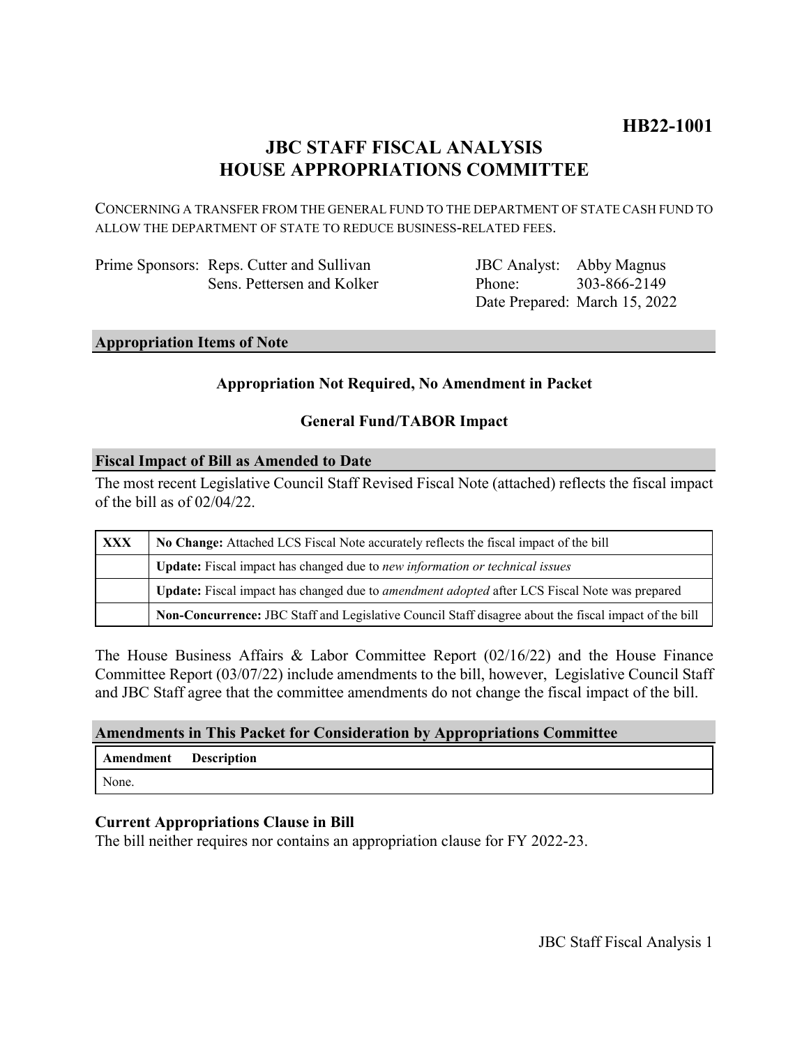**HB22-1001**

# JBC STAFF FISCAL ANALYSIS
# HOUSE APPROPRIATIONS COMMITTEE

CONCERNING A TRANSFER FROM THE GENERAL FUND TO THE DEPARTMENT OF STATE CASH FUND TO ALLOW THE DEPARTMENT OF STATE TO REDUCE BUSINESS-RELATED FEES.

| | | | |
|---|---|---|---|
| Prime Sponsors: | Reps. Cutter and Sullivan<br>Sens. Pettersen and Kolker | JBC Analyst:<br>Phone:<br>Date Prepared: | Abby Magnus<br>303-866-2149<br>March 15, 2022 |

## Appropriation Items of Note

**Appropriation Not Required, No Amendment in Packet**

**General Fund/TABOR Impact**

## Fiscal Impact of Bill as Amended to Date

The most recent Legislative Council Staff Revised Fiscal Note (attached) reflects the fiscal impact of the bill as of 02/04/22.

| | |
|---|---|
| **XXX** | **No Change:** Attached LCS Fiscal Note accurately reflects the fiscal impact of the bill |
| | **Update:** Fiscal impact has changed due to *new information or technical issues* |
| | **Update:** Fiscal impact has changed due to *amendment adopted* after LCS Fiscal Note was prepared |
| | **Non-Concurrence:** JBC Staff and Legislative Council Staff disagree about the fiscal impact of the bill |

The House Business Affairs & Labor Committee Report (02/16/22) and the House Finance Committee Report (03/07/22) include amendments to the bill, however, Legislative Council Staff and JBC Staff agree that the committee amendments do not change the fiscal impact of the bill.

## Amendments in This Packet for Consideration by Appropriations Committee

| Amendment | Description |
|---|---|
| None. | |

### Current Appropriations Clause in Bill

The bill neither requires nor contains an appropriation clause for FY 2022-23.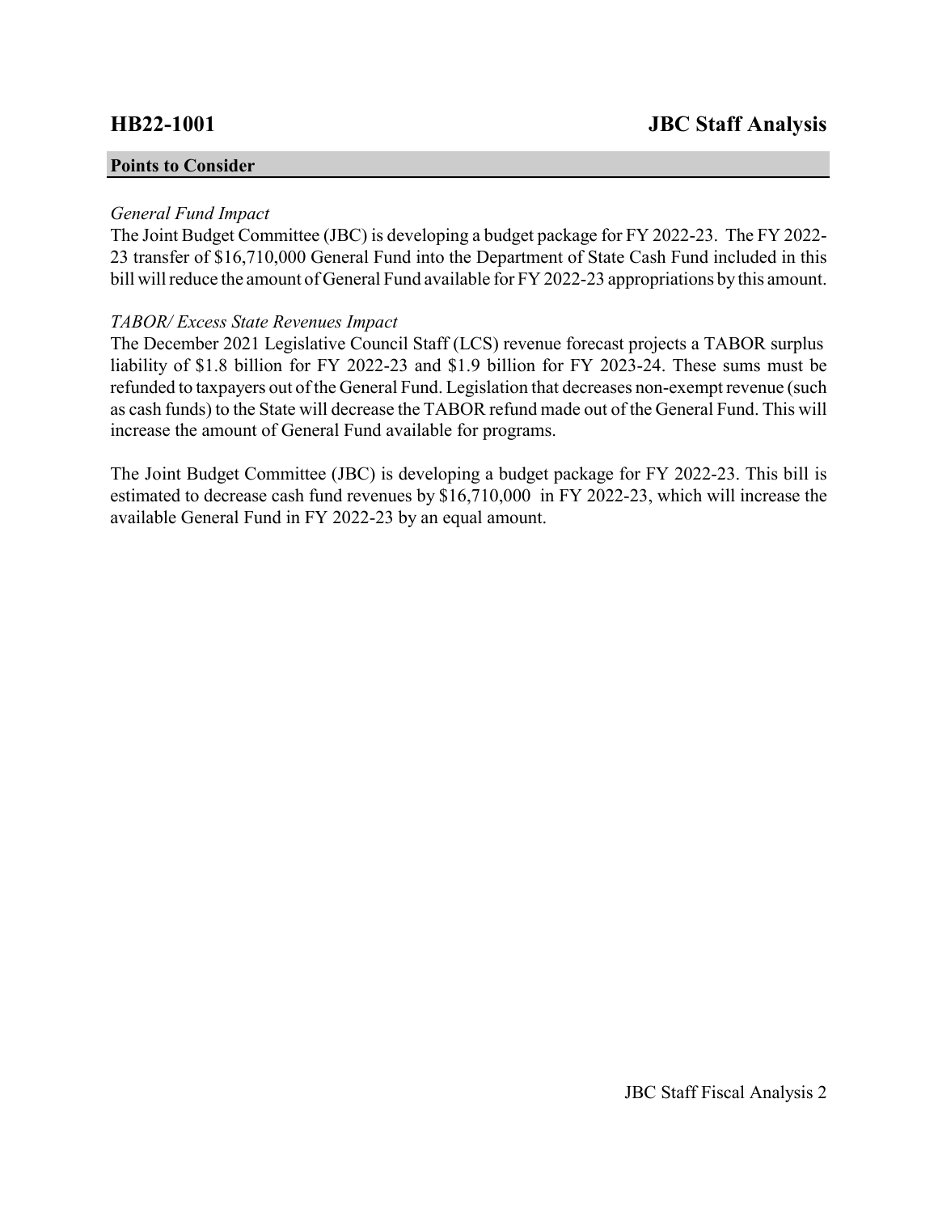## Points to Consider

*General Fund Impact*

The Joint Budget Committee (JBC) is developing a budget package for FY 2022-23. The FY 2022-23 transfer of $16,710,000 General Fund into the Department of State Cash Fund included in this bill will reduce the amount of General Fund available for FY 2022-23 appropriations by this amount.

*TABOR/ Excess State Revenues Impact*

The December 2021 Legislative Council Staff (LCS) revenue forecast projects a TABOR surplus liability of $1.8 billion for FY 2022-23 and $1.9 billion for FY 2023-24. These sums must be refunded to taxpayers out of the General Fund. Legislation that decreases non-exempt revenue (such as cash funds) to the State will decrease the TABOR refund made out of the General Fund. This will increase the amount of General Fund available for programs.

The Joint Budget Committee (JBC) is developing a budget package for FY 2022-23. This bill is estimated to decrease cash fund revenues by $16,710,000 in FY 2022-23, which will increase the available General Fund in FY 2022-23 by an equal amount.